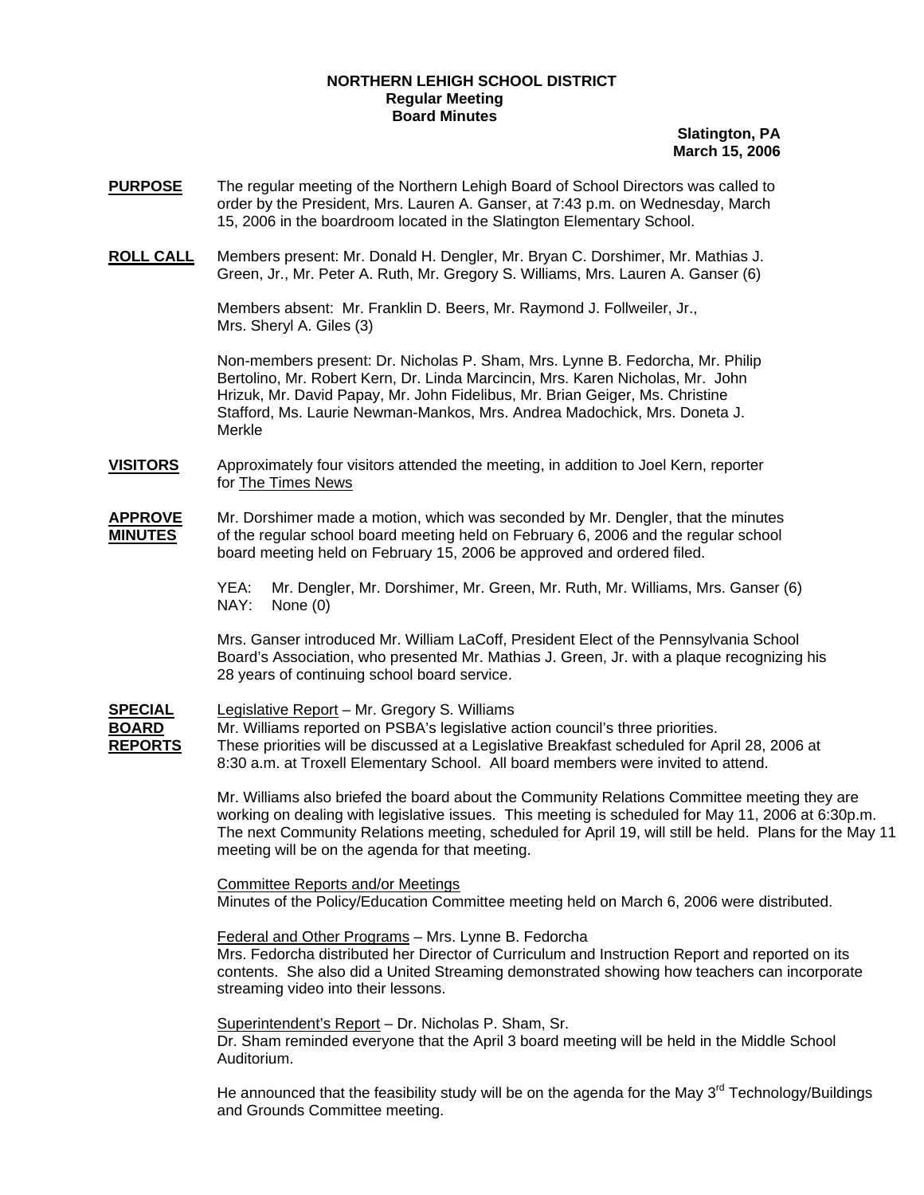**NORTHERN LEHIGH SCHOOL DISTRICT**
**Regular Meeting**
**Board Minutes**

**Slatington, PA**
**March 15, 2006**

**PURPOSE** The regular meeting of the Northern Lehigh Board of School Directors was called to order by the President, Mrs. Lauren A. Ganser, at 7:43 p.m. on Wednesday, March 15, 2006 in the boardroom located in the Slatington Elementary School.

**ROLL CALL** Members present: Mr. Donald H. Dengler, Mr. Bryan C. Dorshimer, Mr. Mathias J. Green, Jr., Mr. Peter A. Ruth, Mr. Gregory S. Williams, Mrs. Lauren A. Ganser (6)

Members absent: Mr. Franklin D. Beers, Mr. Raymond J. Follweiler, Jr., Mrs. Sheryl A. Giles (3)

Non-members present: Dr. Nicholas P. Sham, Mrs. Lynne B. Fedorcha, Mr. Philip Bertolino, Mr. Robert Kern, Dr. Linda Marcincin, Mrs. Karen Nicholas, Mr. John Hrizuk, Mr. David Papay, Mr. John Fidelibus, Mr. Brian Geiger, Ms. Christine Stafford, Ms. Laurie Newman-Mankos, Mrs. Andrea Madochick, Mrs. Doneta J. Merkle

**VISITORS** Approximately four visitors attended the meeting, in addition to Joel Kern, reporter for The Times News

**APPROVE MINUTES** Mr. Dorshimer made a motion, which was seconded by Mr. Dengler, that the minutes of the regular school board meeting held on February 6, 2006 and the regular school board meeting held on February 15, 2006 be approved and ordered filed.

YEA: Mr. Dengler, Mr. Dorshimer, Mr. Green, Mr. Ruth, Mr. Williams, Mrs. Ganser (6)
NAY: None (0)

Mrs. Ganser introduced Mr. William LaCoff, President Elect of the Pennsylvania School Board's Association, who presented Mr. Mathias J. Green, Jr. with a plaque recognizing his 28 years of continuing school board service.

**SPECIAL BOARD REPORTS** Legislative Report – Mr. Gregory S. Williams
Mr. Williams reported on PSBA's legislative action council's three priorities. These priorities will be discussed at a Legislative Breakfast scheduled for April 28, 2006 at 8:30 a.m. at Troxell Elementary School. All board members were invited to attend.

Mr. Williams also briefed the board about the Community Relations Committee meeting they are working on dealing with legislative issues. This meeting is scheduled for May 11, 2006 at 6:30p.m. The next Community Relations meeting, scheduled for April 19, will still be held. Plans for the May 11 meeting will be on the agenda for that meeting.

Committee Reports and/or Meetings
Minutes of the Policy/Education Committee meeting held on March 6, 2006 were distributed.

Federal and Other Programs – Mrs. Lynne B. Fedorcha
Mrs. Fedorcha distributed her Director of Curriculum and Instruction Report and reported on its contents. She also did a United Streaming demonstrated showing how teachers can incorporate streaming video into their lessons.

Superintendent's Report – Dr. Nicholas P. Sham, Sr.
Dr. Sham reminded everyone that the April 3 board meeting will be held in the Middle School Auditorium.

He announced that the feasibility study will be on the agenda for the May 3rd Technology/Buildings and Grounds Committee meeting.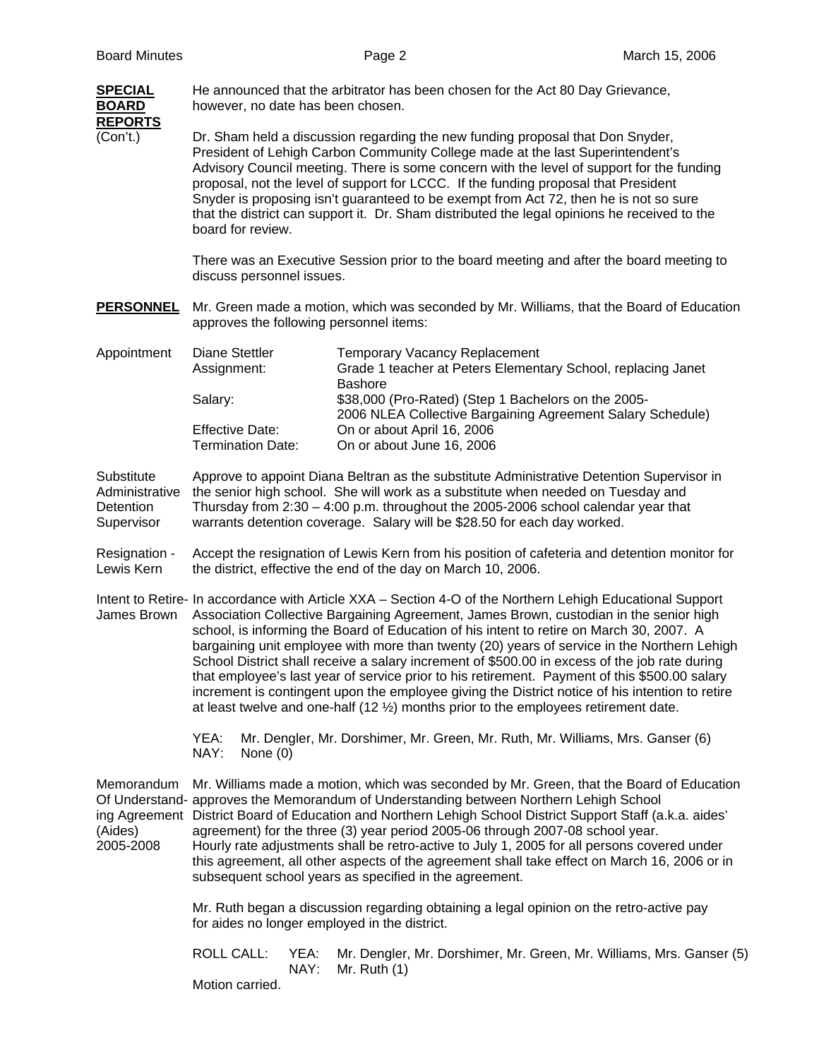**SPECIAL BOARD REPORTS** (Con't.)

He announced that the arbitrator has been chosen for the Act 80 Day Grievance, however, no date has been chosen.

Dr. Sham held a discussion regarding the new funding proposal that Don Snyder, President of Lehigh Carbon Community College made at the last Superintendent's Advisory Council meeting. There is some concern with the level of support for the funding proposal, not the level of support for LCCC. If the funding proposal that President Snyder is proposing isn't guaranteed to be exempt from Act 72, then he is not so sure that the district can support it. Dr. Sham distributed the legal opinions he received to the board for review.

There was an Executive Session prior to the board meeting and after the board meeting to discuss personnel issues.

**PERSONNEL**

Mr. Green made a motion, which was seconded by Mr. Williams, that the Board of Education approves the following personnel items:

Appointment

| | |
|---|---|
| Diane Stettler | Temporary Vacancy Replacement |
| Assignment: | Grade 1 teacher at Peters Elementary School, replacing Janet Bashore |
| Salary: | $38,000 (Pro-Rated) (Step 1 Bachelors on the 2005-2006 NLEA Collective Bargaining Agreement Salary Schedule) |
| Effective Date: | On or about April 16, 2006 |
| Termination Date: | On or about June 16, 2006 |

Substitute Administrative Detention Supervisor

Approve to appoint Diana Beltran as the substitute Administrative Detention Supervisor in the senior high school. She will work as a substitute when needed on Tuesday and Thursday from 2:30 – 4:00 p.m. throughout the 2005-2006 school calendar year that warrants detention coverage. Salary will be $28.50 for each day worked.

Resignation - Lewis Kern

Accept the resignation of Lewis Kern from his position of cafeteria and detention monitor for the district, effective the end of the day on March 10, 2006.

Intent to Retire- James Brown

In accordance with Article XXA – Section 4-O of the Northern Lehigh Educational Support Association Collective Bargaining Agreement, James Brown, custodian in the senior high school, is informing the Board of Education of his intent to retire on March 30, 2007. A bargaining unit employee with more than twenty (20) years of service in the Northern Lehigh School District shall receive a salary increment of $500.00 in excess of the job rate during that employee's last year of service prior to his retirement. Payment of this $500.00 salary increment is contingent upon the employee giving the District notice of his intention to retire at least twelve and one-half (12 ½) months prior to the employees retirement date.

YEA: Mr. Dengler, Mr. Dorshimer, Mr. Green, Mr. Ruth, Mr. Williams, Mrs. Ganser (6)
NAY: None (0)

Memorandum Of Understanding Agreement (Aides) 2005-2008

Mr. Williams made a motion, which was seconded by Mr. Green, that the Board of Education approves the Memorandum of Understanding between Northern Lehigh School District Board of Education and Northern Lehigh School District Support Staff (a.k.a. aides' agreement) for the three (3) year period 2005-06 through 2007-08 school year. Hourly rate adjustments shall be retro-active to July 1, 2005 for all persons covered under this agreement, all other aspects of the agreement shall take effect on March 16, 2006 or in subsequent school years as specified in the agreement.

Mr. Ruth began a discussion regarding obtaining a legal opinion on the retro-active pay for aides no longer employed in the district.

ROLL CALL: YEA: Mr. Dengler, Mr. Dorshimer, Mr. Green, Mr. Williams, Mrs. Ganser (5)
NAY: Mr. Ruth (1)

Motion carried.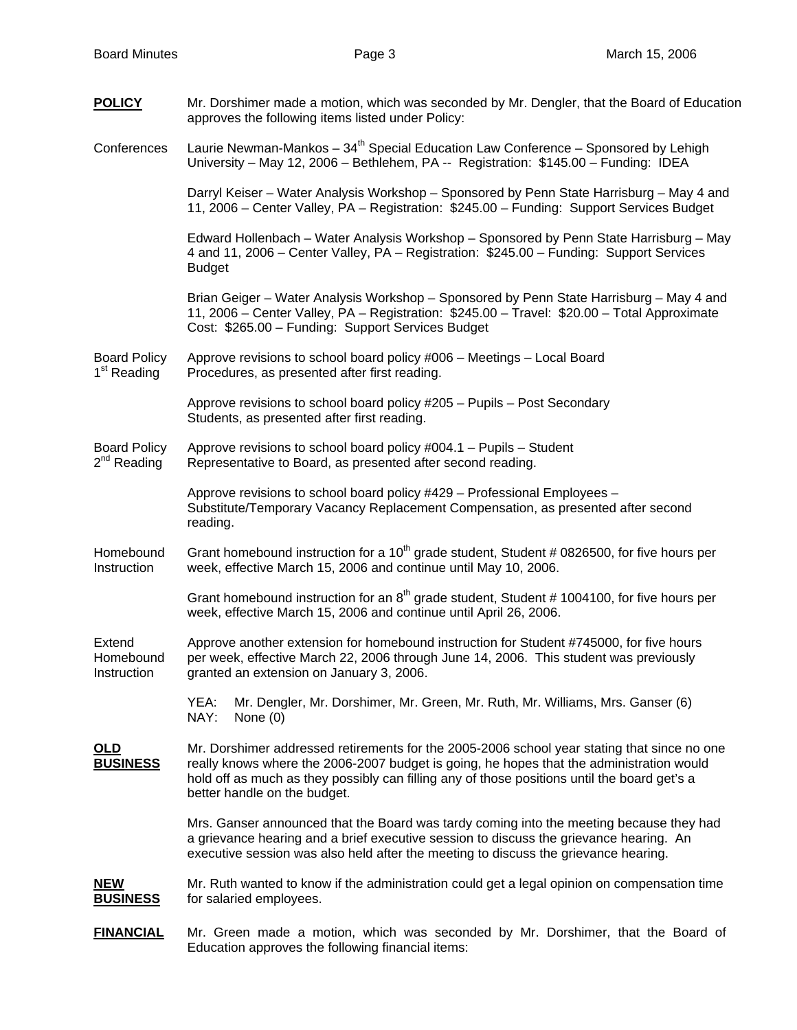**POLICY** Mr. Dorshimer made a motion, which was seconded by Mr. Dengler, that the Board of Education approves the following items listed under Policy:

Conferences

Laurie Newman-Mankos – 34th Special Education Law Conference – Sponsored by Lehigh University – May 12, 2006 – Bethlehem, PA -- Registration: $145.00 – Funding: IDEA

Darryl Keiser – Water Analysis Workshop – Sponsored by Penn State Harrisburg – May 4 and 11, 2006 – Center Valley, PA – Registration: $245.00 – Funding: Support Services Budget

Edward Hollenbach – Water Analysis Workshop – Sponsored by Penn State Harrisburg – May 4 and 11, 2006 – Center Valley, PA – Registration: $245.00 – Funding: Support Services Budget

Brian Geiger – Water Analysis Workshop – Sponsored by Penn State Harrisburg – May 4 and 11, 2006 – Center Valley, PA – Registration: $245.00 – Travel: $20.00 – Total Approximate Cost: $265.00 – Funding: Support Services Budget

Board Policy 1st Reading

Approve revisions to school board policy #006 – Meetings – Local Board Procedures, as presented after first reading.

Approve revisions to school board policy #205 – Pupils – Post Secondary Students, as presented after first reading.

Board Policy 2nd Reading

Approve revisions to school board policy #004.1 – Pupils – Student Representative to Board, as presented after second reading.

Approve revisions to school board policy #429 – Professional Employees – Substitute/Temporary Vacancy Replacement Compensation, as presented after second reading.

Homebound Instruction

Grant homebound instruction for a 10th grade student, Student # 0826500, for five hours per week, effective March 15, 2006 and continue until May 10, 2006.

Grant homebound instruction for an 8th grade student, Student # 1004100, for five hours per week, effective March 15, 2006 and continue until April 26, 2006.

Extend Homebound Instruction

Approve another extension for homebound instruction for Student #745000, for five hours per week, effective March 22, 2006 through June 14, 2006. This student was previously granted an extension on January 3, 2006.

YEA: Mr. Dengler, Mr. Dorshimer, Mr. Green, Mr. Ruth, Mr. Williams, Mrs. Ganser (6)
NAY: None (0)

**OLD BUSINESS** Mr. Dorshimer addressed retirements for the 2005-2006 school year stating that since no one really knows where the 2006-2007 budget is going, he hopes that the administration would hold off as much as they possibly can filling any of those positions until the board get's a better handle on the budget.

Mrs. Ganser announced that the Board was tardy coming into the meeting because they had a grievance hearing and a brief executive session to discuss the grievance hearing. An executive session was also held after the meeting to discuss the grievance hearing.

**NEW BUSINESS** Mr. Ruth wanted to know if the administration could get a legal opinion on compensation time for salaried employees.

**FINANCIAL** Mr. Green made a motion, which was seconded by Mr. Dorshimer, that the Board of Education approves the following financial items: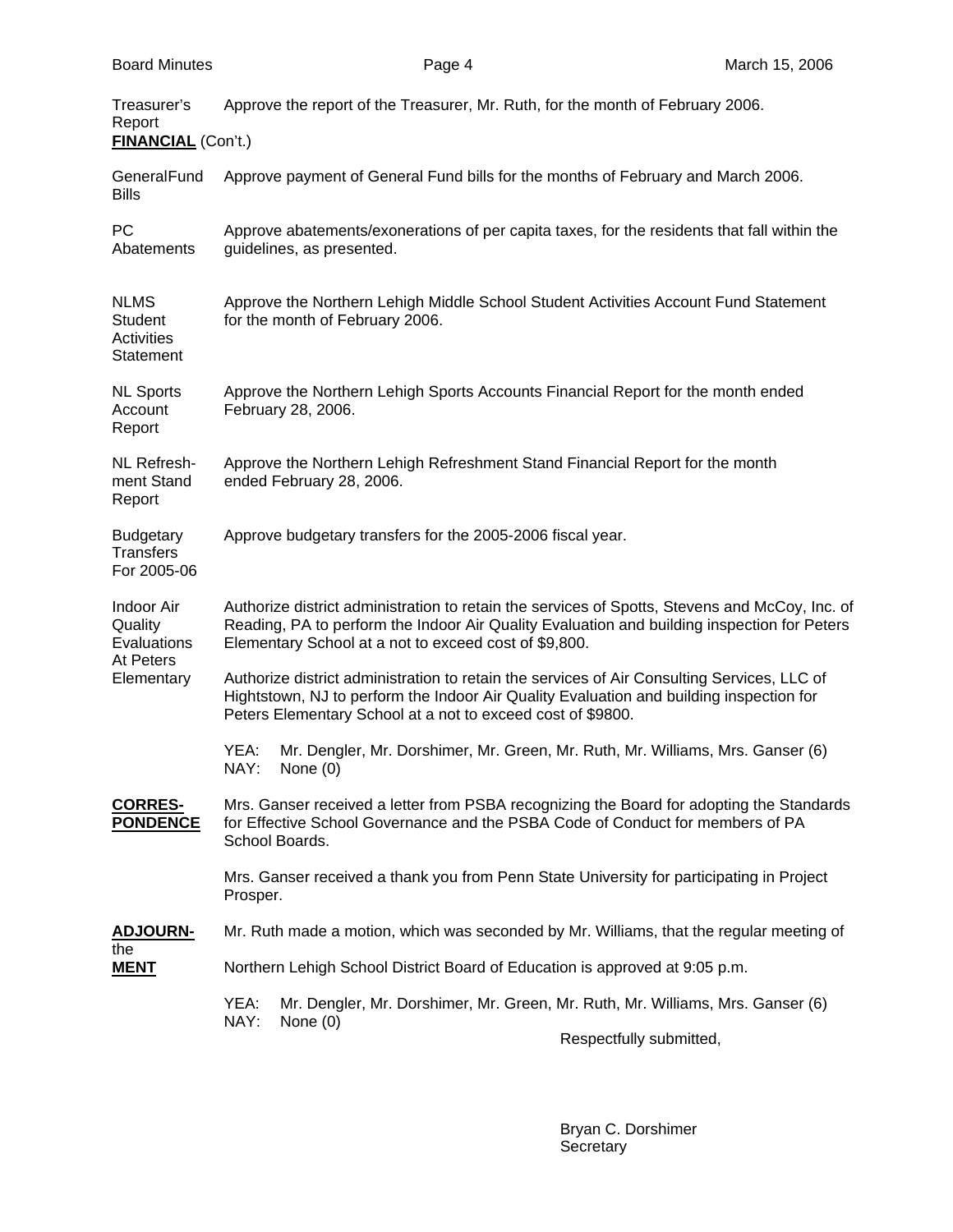Treasurer's Report — Approve the report of the Treasurer, Mr. Ruth, for the month of February 2006.

**FINANCIAL** (Con't.)

GeneralFund Bills — Approve payment of General Fund bills for the months of February and March 2006.

PC Abatements — Approve abatements/exonerations of per capita taxes, for the residents that fall within the guidelines, as presented.

NLMS Student Activities Statement — Approve the Northern Lehigh Middle School Student Activities Account Fund Statement for the month of February 2006.

NL Sports Account Report — Approve the Northern Lehigh Sports Accounts Financial Report for the month ended February 28, 2006.

NL Refreshment Stand Report — Approve the Northern Lehigh Refreshment Stand Financial Report for the month ended February 28, 2006.

Budgetary Transfers For 2005-06 — Approve budgetary transfers for the 2005-2006 fiscal year.

Indoor Air Quality Evaluations At Peters Elementary — Authorize district administration to retain the services of Spotts, Stevens and McCoy, Inc. of Reading, PA to perform the Indoor Air Quality Evaluation and building inspection for Peters Elementary School at a not to exceed cost of $9,800.

Authorize district administration to retain the services of Air Consulting Services, LLC of Hightstown, NJ to perform the Indoor Air Quality Evaluation and building inspection for Peters Elementary School at a not to exceed cost of $9800.

YEA: Mr. Dengler, Mr. Dorshimer, Mr. Green, Mr. Ruth, Mr. Williams, Mrs. Ganser (6)
NAY: None (0)

**CORRESPONDENCE**

Mrs. Ganser received a letter from PSBA recognizing the Board for adopting the Standards for Effective School Governance and the PSBA Code of Conduct for members of PA School Boards.

Mrs. Ganser received a thank you from Penn State University for participating in Project Prosper.

**ADJOURNMENT**

Mr. Ruth made a motion, which was seconded by Mr. Williams, that the regular meeting of the Northern Lehigh School District Board of Education is approved at 9:05 p.m.

YEA: Mr. Dengler, Mr. Dorshimer, Mr. Green, Mr. Ruth, Mr. Williams, Mrs. Ganser (6)
NAY: None (0)

Respectfully submitted,

Bryan C. Dorshimer
Secretary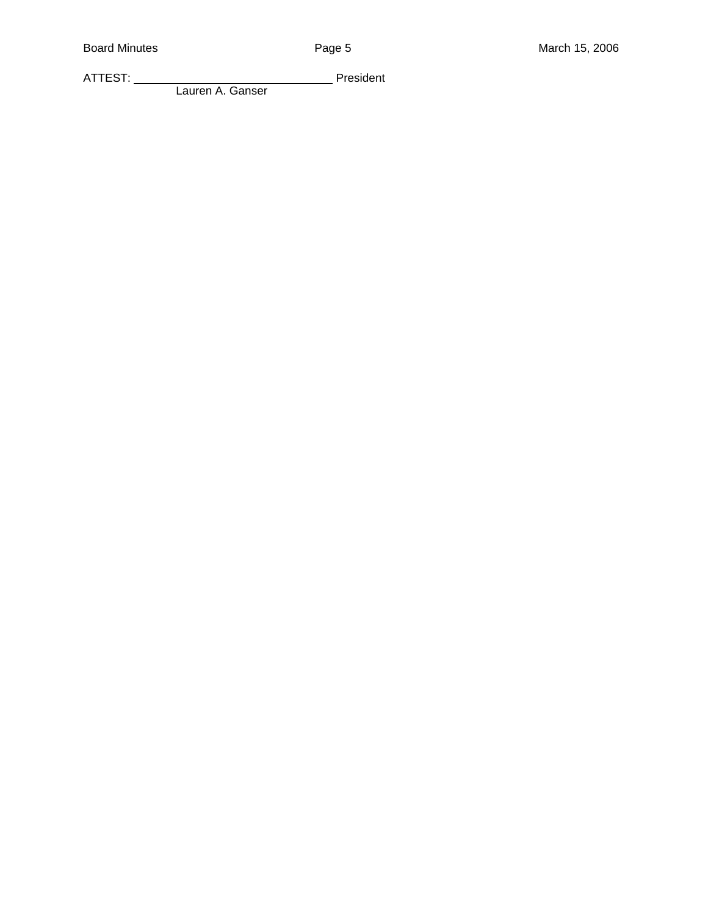ATTEST: ______________________________ President
Lauren A. Ganser